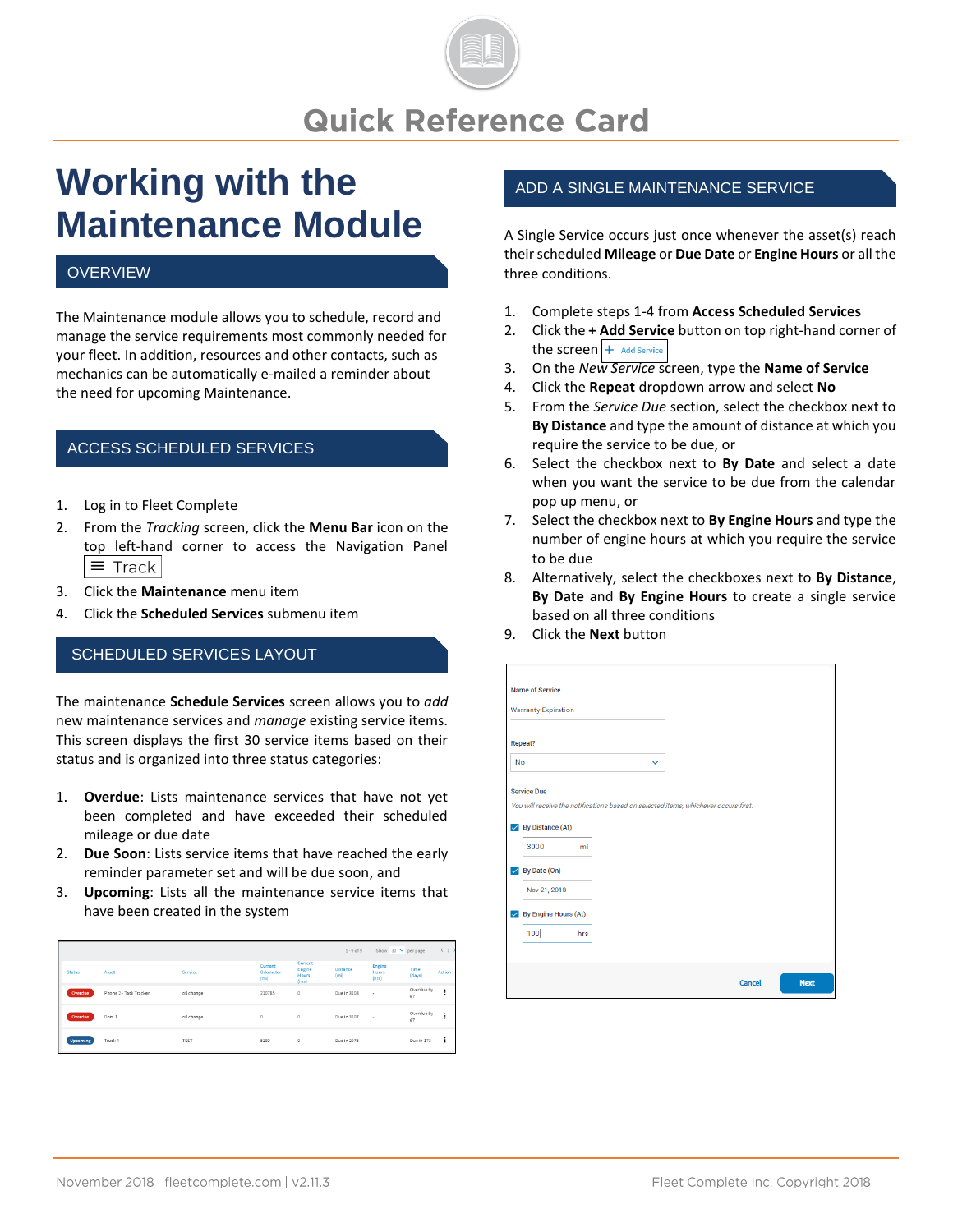# Quick Reference Card

# Working with the Maintenance Module

## OVERVIEW

The Maintenance module allows you to schedule, record and manage the service requirements most commonly needed for your fleet. In addition, resources and other contacts, such as mechanics can be automatically e-mailed a reminder about the need for upcoming Maintenance.

## ACCESS SCHEDULED SERVICES

1. Log in to Fleet Complete
2. From the *Tracking* screen, click the **Menu Bar** icon on the top left-hand corner to access the Navigation Panel ≡ Track
3. Click the **Maintenance** menu item
4. Click the **Scheduled Services** submenu item

## SCHEDULED SERVICES LAYOUT

The maintenance **Schedule Services** screen allows you to *add* new maintenance services and *manage* existing service items. This screen displays the first 30 service items based on their status and is organized into three status categories:

1. **Overdue**: Lists maintenance services that have not yet been completed and have exceeded their scheduled mileage or due date
2. **Due Soon**: Lists service items that have reached the early reminder parameter set and will be due soon, and
3. **Upcoming**: Lists all the maintenance service items that have been created in the system

| Status | Asset | Service | Current Odometer (mi) | Current Engine Hours (hrs) | Distance (mi) | Engine Hours (hrs) | Time (days) | Action |
|---|---|---|---|---|---|---|---|---|
| Overdue | Phone 2 - Task Tracker | oil change | 210765 | 0 | Due in 3103 | - | Overdue by 67 | ⋮ |
| Overdue | Dom 1 | oil change | 0 | 0 | Due in 3107 | - | Overdue by 67 | ⋮ |
| Upcoming | Truck 4 | TEST | 5150 | 0 | Due in 2975 | - | Due in 173 | ⋮ |

## ADD A SINGLE MAINTENANCE SERVICE

A Single Service occurs just once whenever the asset(s) reach their scheduled **Mileage** or **Due Date** or **Engine Hours** or all the three conditions.

1. Complete steps 1-4 from **Access Scheduled Services**
2. Click the **+ Add Service** button on top right-hand corner of the screen + Add Service
3. On the *New Service* screen, type the **Name of Service**
4. Click the **Repeat** dropdown arrow and select **No**
5. From the *Service Due* section, select the checkbox next to **By Distance** and type the amount of distance at which you require the service to be due, or
6. Select the checkbox next to **By Date** and select a date when you want the service to be due from the calendar pop up menu, or
7. Select the checkbox next to **By Engine Hours** and type the number of engine hours at which you require the service to be due
8. Alternatively, select the checkboxes next to **By Distance**, **By Date** and **By Engine Hours** to create a single service based on all three conditions
9. Click the **Next** button

Name of Service
Warranty Expiration

Repeat?
No

Service Due
*You will receive the notifications based on selected items, whichever occurs first.*

☑ By Distance (At): 3000 mi
☑ By Date (On): Nov 21, 2018
☑ By Engine Hours (At): 100 hrs

Cancel | Next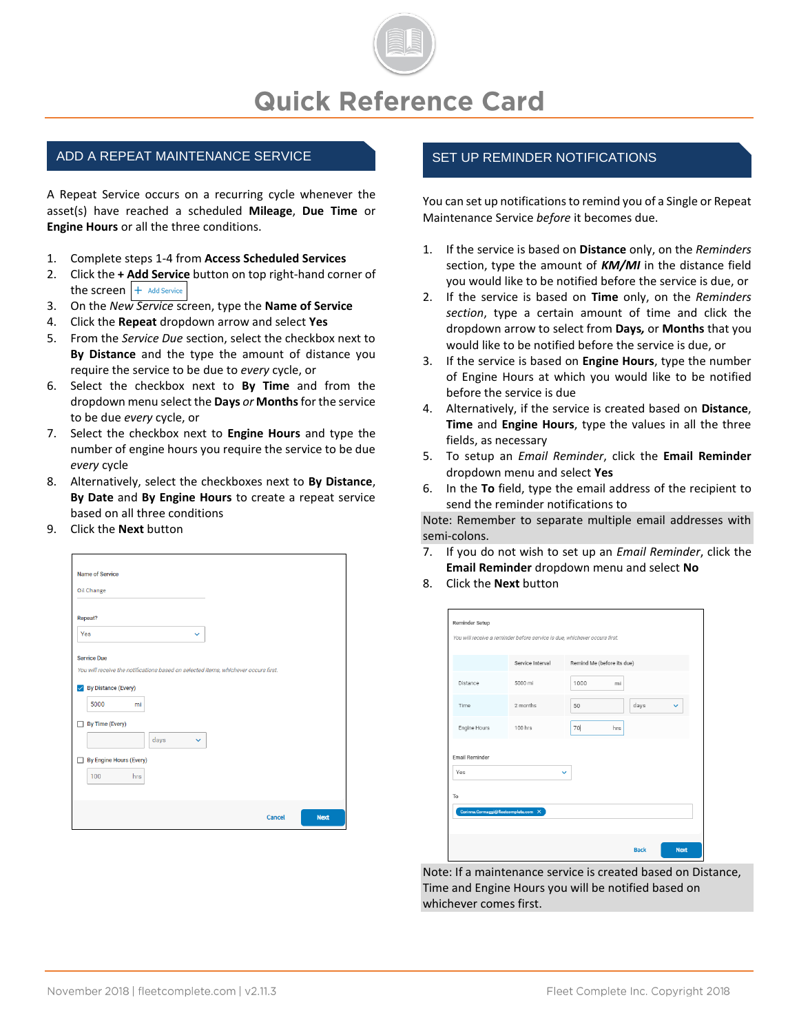# Quick Reference Card

## ADD A REPEAT MAINTENANCE SERVICE

A Repeat Service occurs on a recurring cycle whenever the asset(s) have reached a scheduled **Mileage**, **Due Time** or **Engine Hours** or all the three conditions.

1. Complete steps 1-4 from **Access Scheduled Services**
2. Click the **+ Add Service** button on top right-hand corner of the screen
3. On the *New Service* screen, type the **Name of Service**
4. Click the **Repeat** dropdown arrow and select **Yes**
5. From the *Service Due* section, select the checkbox next to **By Distance** and the type the amount of distance you require the service to be due to *every* cycle, or
6. Select the checkbox next to **By Time** and from the dropdown menu select the **Days** *or* **Months** for the service to be due *every* cycle, or
7. Select the checkbox next to **Engine Hours** and type the number of engine hours you require the service to be due *every* cycle
8. Alternatively, select the checkboxes next to **By Distance**, **By Date** and **By Engine Hours** to create a repeat service based on all three conditions
9. Click the **Next** button

## SET UP REMINDER NOTIFICATIONS

You can set up notifications to remind you of a Single or Repeat Maintenance Service *before* it becomes due.

1. If the service is based on **Distance** only, on the *Reminders* section, type the amount of ***KM/MI*** in the distance field you would like to be notified before the service is due, or
2. If the service is based on **Time** only, on the *Reminders section*, type a certain amount of time and click the dropdown arrow to select from **Days,** or **Months** that you would like to be notified before the service is due, or
3. If the service is based on **Engine Hours**, type the number of Engine Hours at which you would like to be notified before the service is due
4. Alternatively, if the service is created based on **Distance**, **Time** and **Engine Hours**, type the values in all the three fields, as necessary
5. To setup an *Email Reminder*, click the **Email Reminder** dropdown menu and select **Yes**
6. In the **To** field, type the email address of the recipient to send the reminder notifications to

Note: Remember to separate multiple email addresses with semi-colons.

7. If you do not wish to set up an *Email Reminder*, click the **Email Reminder** dropdown menu and select **No**
8. Click the **Next** button

Note: If a maintenance service is created based on Distance, Time and Engine Hours you will be notified based on whichever comes first.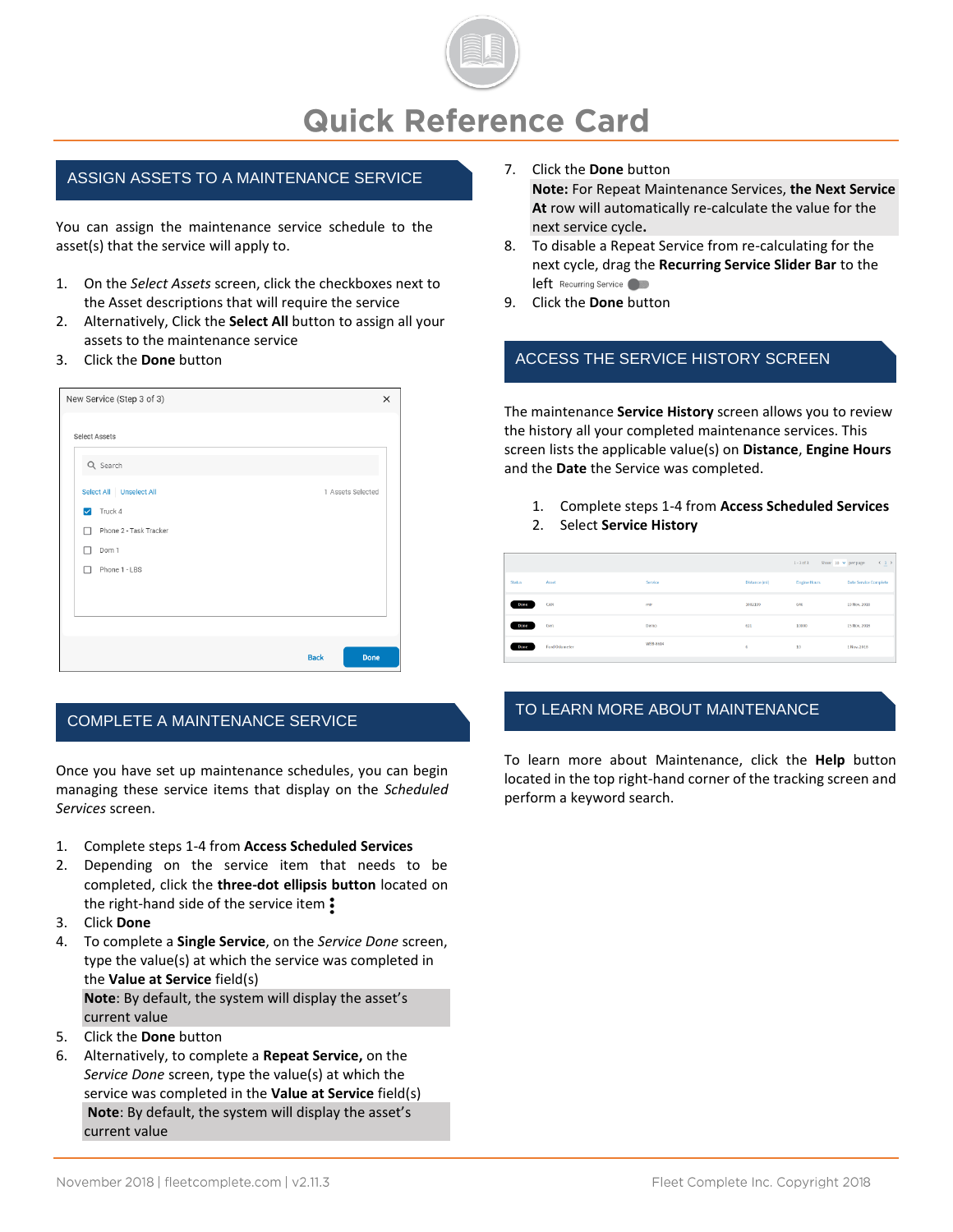# Quick Reference Card

## ASSIGN ASSETS TO A MAINTENANCE SERVICE

You can assign the maintenance service schedule to the asset(s) that the service will apply to.

1. On the *Select Assets* screen, click the checkboxes next to the Asset descriptions that will require the service
2. Alternatively, Click the **Select All** button to assign all your assets to the maintenance service
3. Click the **Done** button

New Service (Step 3 of 3)

Select Assets

Search

Select All | Unselect All — 1 Assets Selected

- [x] Truck 4
- [ ] Phone 2 - Task Tracker
- [ ] Dom 1
- [ ] Phone 1 - LBS

Back | Done

## COMPLETE A MAINTENANCE SERVICE

Once you have set up maintenance schedules, you can begin managing these service items that display on the *Scheduled Services* screen.

1. Complete steps 1-4 from **Access Scheduled Services**
2. Depending on the service item that needs to be completed, click the **three-dot ellipsis button** located on the right-hand side of the service item ⋮
3. Click **Done**
4. To complete a **Single Service**, on the *Service Done* screen, type the value(s) at which the service was completed in the **Value at Service** field(s)
   **Note**: By default, the system will display the asset's current value
5. Click the **Done** button
6. Alternatively, to complete a **Repeat Service,** on the *Service Done* screen, type the value(s) at which the service was completed in the **Value at Service** field(s)
   **Note**: By default, the system will display the asset's current value
7. Click the **Done** button
   **Note:** For Repeat Maintenance Services, **the Next Service At** row will automatically re-calculate the value for the next service cycle**.**
8. To disable a Repeat Service from re-calculating for the next cycle, drag the **Recurring Service Slider Bar** to the left Recurring Service
9. Click the **Done** button

## ACCESS THE SERVICE HISTORY SCREEN

The maintenance **Service History** screen allows you to review the history all your completed maintenance services. This screen lists the applicable value(s) on **Distance**, **Engine Hours** and the **Date** the Service was completed.

1. Complete steps 1-4 from **Access Scheduled Services**
2. Select **Service History**

## TO LEARN MORE ABOUT MAINTENANCE

To learn more about Maintenance, click the **Help** button located in the top right-hand corner of the tracking screen and perform a keyword search.

November 2018 | fleetcomplete.com | v2.11.3

Fleet Complete Inc. Copyright 2018